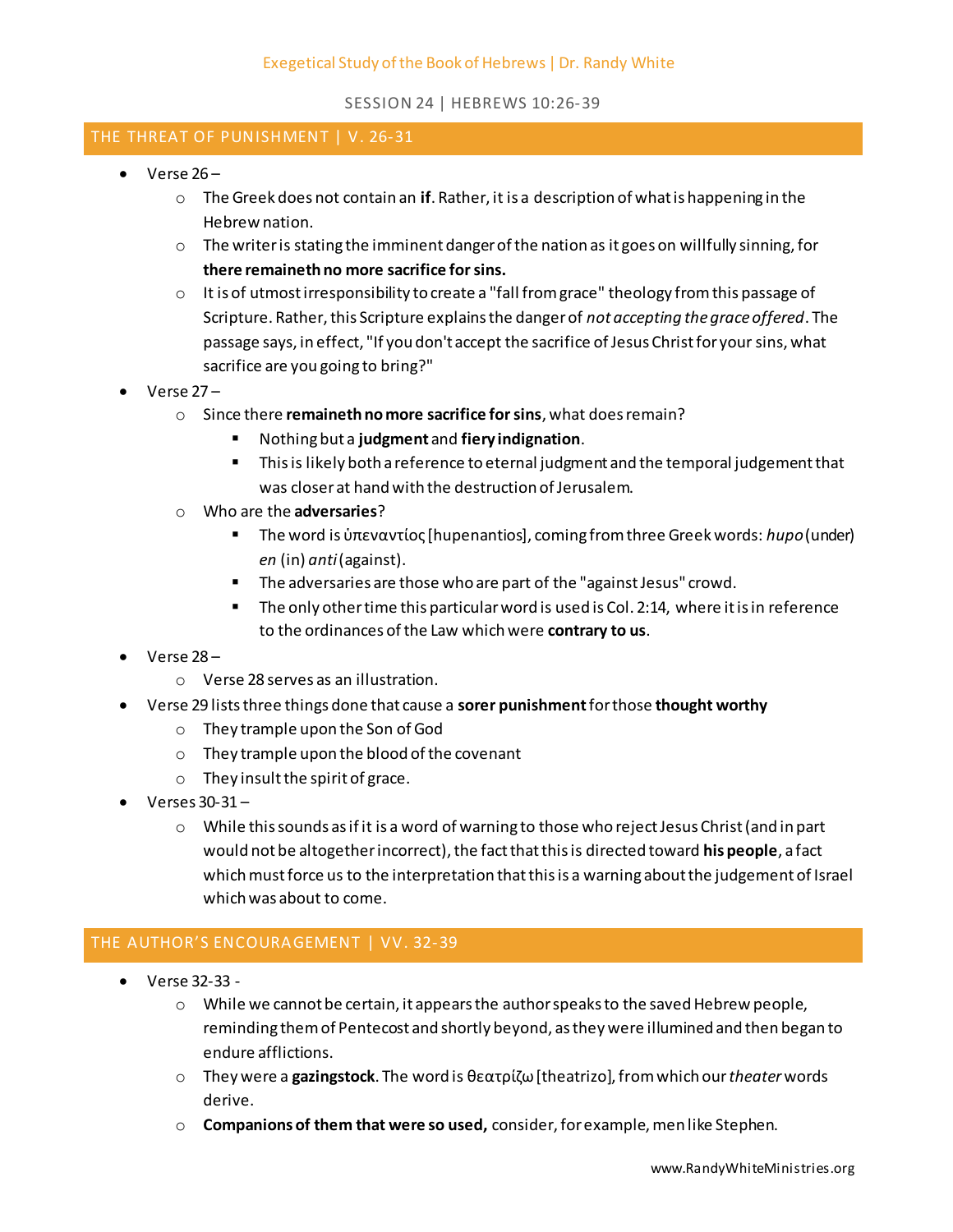Exegetical Study of the Book of Hebrews | Dr. Randy White

SESSION 24 | HEBREWS 10:26-39

## THE THREAT OF PUNISHMENT | V. 26-31

- Verse 26 –
  - The Greek does not contain an **if**. Rather, it is a description of what is happening in the Hebrew nation.
  - The writer is stating the imminent danger of the nation as it goes on willfully sinning, for **there remaineth no more sacrifice for sins.**
  - It is of utmost irresponsibility to create a "fall from grace" theology from this passage of Scripture. Rather, this Scripture explains the danger of *not accepting the grace offered*. The passage says, in effect, "If you don't accept the sacrifice of Jesus Christ for your sins, what sacrifice are you going to bring?"
- Verse 27 –
  - Since there **remaineth no more sacrifice for sins**, what does remain?
    - Nothing but a **judgment** and **fiery indignation**.
    - This is likely both a reference to eternal judgment and the temporal judgement that was closer at hand with the destruction of Jerusalem.
  - Who are the **adversaries**?
    - The word is ὑπεναντίος [hupenantios], coming from three Greek words: *hupo* (under) *en* (in) *anti* (against).
    - The adversaries are those who are part of the "against Jesus" crowd.
    - The only other time this particular word is used is Col. 2:14, where it is in reference to the ordinances of the Law which were **contrary to us**.
- Verse 28 –
  - Verse 28 serves as an illustration.
- Verse 29 lists three things done that cause a **sorer punishment** for those **thought worthy**
  - They trample upon the Son of God
  - They trample upon the blood of the covenant
  - They insult the spirit of grace.
- Verses 30-31 –
  - While this sounds as if it is a word of warning to those who reject Jesus Christ (and in part would not be altogether incorrect), the fact that this is directed toward **his people**, a fact which must force us to the interpretation that this is a warning about the judgement of Israel which was about to come.

## THE AUTHOR'S ENCOURAGEMENT | VV. 32-39

- Verse 32-33 -
  - While we cannot be certain, it appears the author speaks to the saved Hebrew people, reminding them of Pentecost and shortly beyond, as they were illumined and then began to endure afflictions.
  - They were a **gazingstock**. The word is θεατρίζω [theatrizo], from which our *theater* words derive.
  - **Companions of them that were so used,** consider, for example, men like Stephen.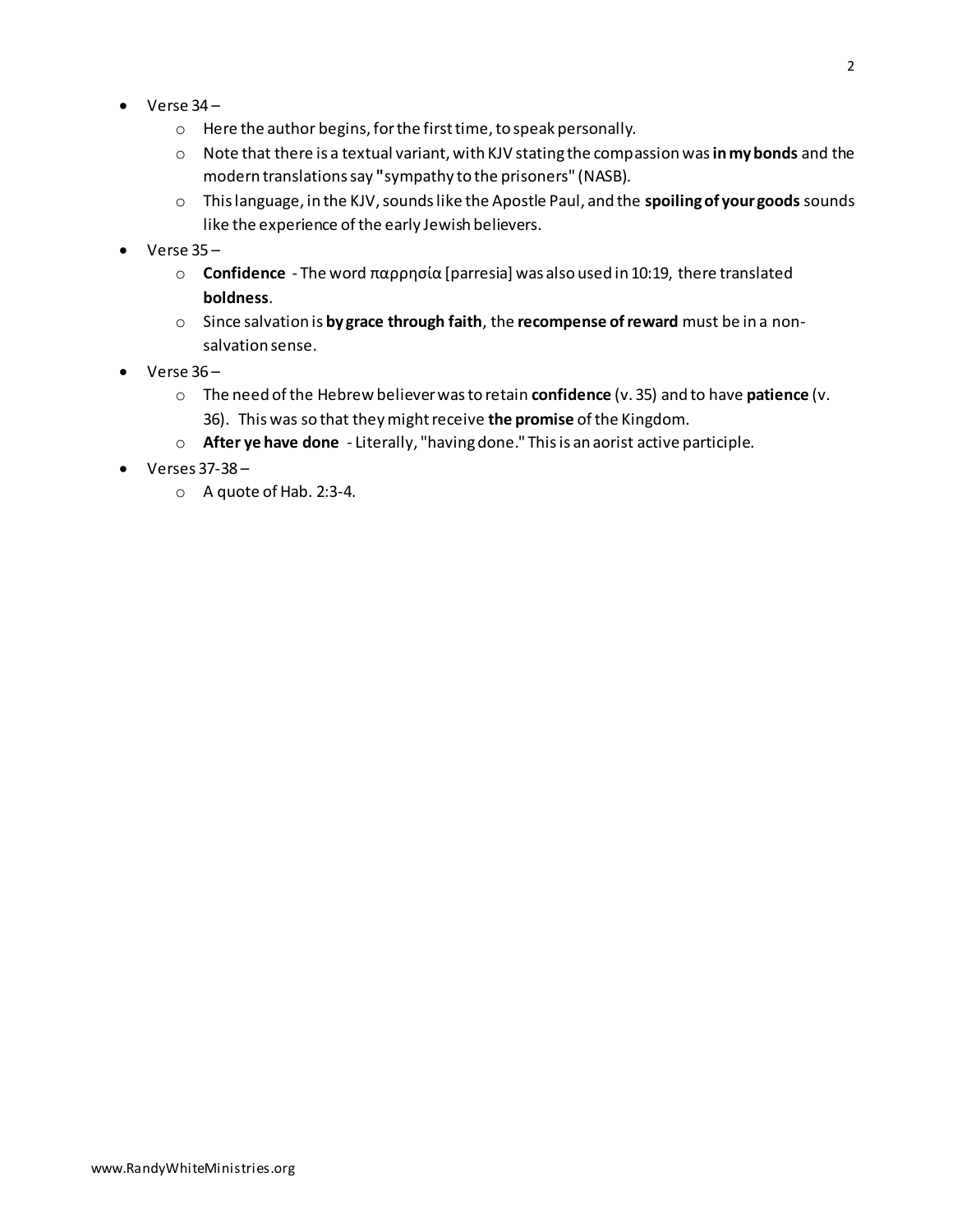- Verse 34 –
  - Here the author begins, for the first time, to speak personally.
  - Note that there is a textual variant, with KJV stating the compassion was **in my bonds** and the modern translations say "sympathy to the prisoners" (NASB).
  - This language, in the KJV, sounds like the Apostle Paul, and the **spoiling of your goods** sounds like the experience of the early Jewish believers.
- Verse 35 –
  - **Confidence** - The word παρρησία [parresia] was also used in 10:19, there translated **boldness**.
  - Since salvation is **by grace through faith**, the **recompense of reward** must be in a non-salvation sense.
- Verse 36 –
  - The need of the Hebrew believer was to retain **confidence** (v. 35) and to have **patience** (v. 36). This was so that they might receive **the promise** of the Kingdom.
  - **After ye have done** - Literally, "having done." This is an aorist active participle.
- Verses 37-38 –
  - A quote of Hab. 2:3-4.